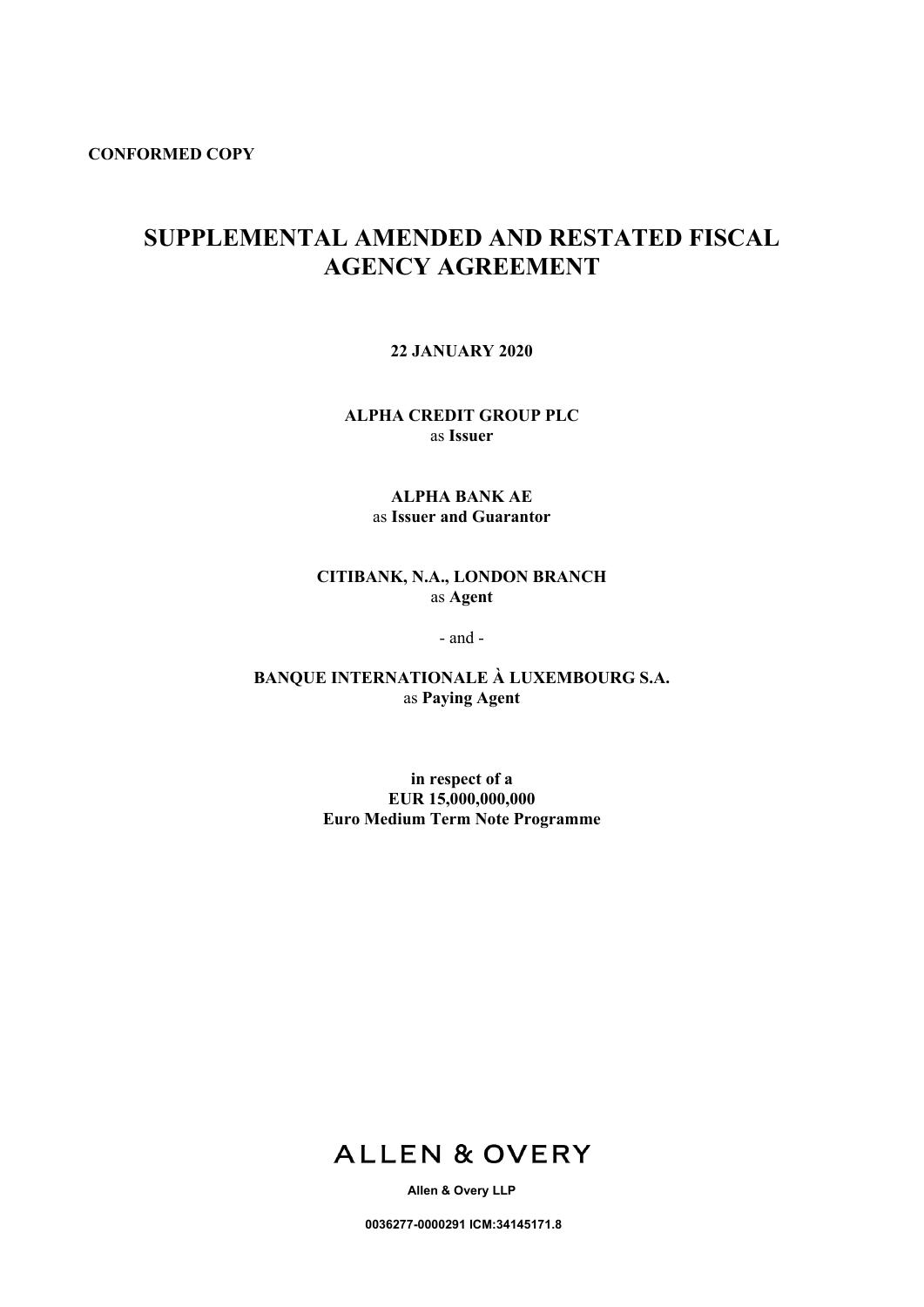**CONFORMED COPY**

# SUPPLEMENTAL AMENDED AND RESTATED FISCAL AGENCY AGREEMENT

**22 JANUARY 2020**

**ALPHA CREDIT GROUP PLC**
as **Issuer**

**ALPHA BANK AE**
as **Issuer and Guarantor**

**CITIBANK, N.A., LONDON BRANCH**
as **Agent**

- and -

**BANQUE INTERNATIONALE À LUXEMBOURG S.A.**
as **Paying Agent**

**in respect of a**
**EUR 15,000,000,000**
**Euro Medium Term Note Programme**

ALLEN & OVERY

**Allen & Overy LLP**

**0036277-0000291 ICM:34145171.8**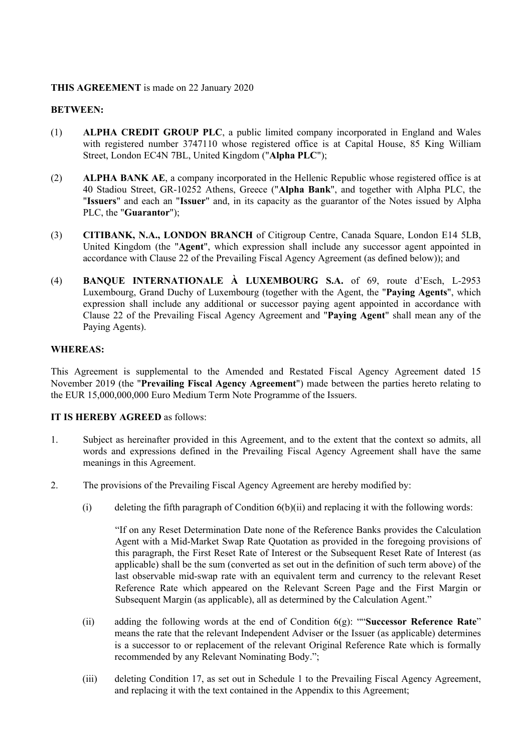**THIS AGREEMENT** is made on 22 January 2020

**BETWEEN:**

(1) **ALPHA CREDIT GROUP PLC**, a public limited company incorporated in England and Wales with registered number 3747110 whose registered office is at Capital House, 85 King William Street, London EC4N 7BL, United Kingdom ("**Alpha PLC**");

(2) **ALPHA BANK AE**, a company incorporated in the Hellenic Republic whose registered office is at 40 Stadiou Street, GR-10252 Athens, Greece ("**Alpha Bank**", and together with Alpha PLC, the "**Issuers**" and each an "**Issuer**" and, in its capacity as the guarantor of the Notes issued by Alpha PLC, the "**Guarantor**");

(3) **CITIBANK, N.A., LONDON BRANCH** of Citigroup Centre, Canada Square, London E14 5LB, United Kingdom (the "**Agent**", which expression shall include any successor agent appointed in accordance with Clause 22 of the Prevailing Fiscal Agency Agreement (as defined below)); and

(4) **BANQUE INTERNATIONALE À LUXEMBOURG S.A.** of 69, route d'Esch, L-2953 Luxembourg, Grand Duchy of Luxembourg (together with the Agent, the "**Paying Agents**", which expression shall include any additional or successor paying agent appointed in accordance with Clause 22 of the Prevailing Fiscal Agency Agreement and "**Paying Agent**" shall mean any of the Paying Agents).

**WHEREAS:**

This Agreement is supplemental to the Amended and Restated Fiscal Agency Agreement dated 15 November 2019 (the "**Prevailing Fiscal Agency Agreement**") made between the parties hereto relating to the EUR 15,000,000,000 Euro Medium Term Note Programme of the Issuers.

**IT IS HEREBY AGREED** as follows:

1. Subject as hereinafter provided in this Agreement, and to the extent that the context so admits, all words and expressions defined in the Prevailing Fiscal Agency Agreement shall have the same meanings in this Agreement.

2. The provisions of the Prevailing Fiscal Agency Agreement are hereby modified by:

   (i) deleting the fifth paragraph of Condition 6(b)(ii) and replacing it with the following words:

   "If on any Reset Determination Date none of the Reference Banks provides the Calculation Agent with a Mid-Market Swap Rate Quotation as provided in the foregoing provisions of this paragraph, the First Reset Rate of Interest or the Subsequent Reset Rate of Interest (as applicable) shall be the sum (converted as set out in the definition of such term above) of the last observable mid-swap rate with an equivalent term and currency to the relevant Reset Reference Rate which appeared on the Relevant Screen Page and the First Margin or Subsequent Margin (as applicable), all as determined by the Calculation Agent."

   (ii) adding the following words at the end of Condition 6(g): ""**Successor Reference Rate**" means the rate that the relevant Independent Adviser or the Issuer (as applicable) determines is a successor to or replacement of the relevant Original Reference Rate which is formally recommended by any Relevant Nominating Body.";

   (iii) deleting Condition 17, as set out in Schedule 1 to the Prevailing Fiscal Agency Agreement, and replacing it with the text contained in the Appendix to this Agreement;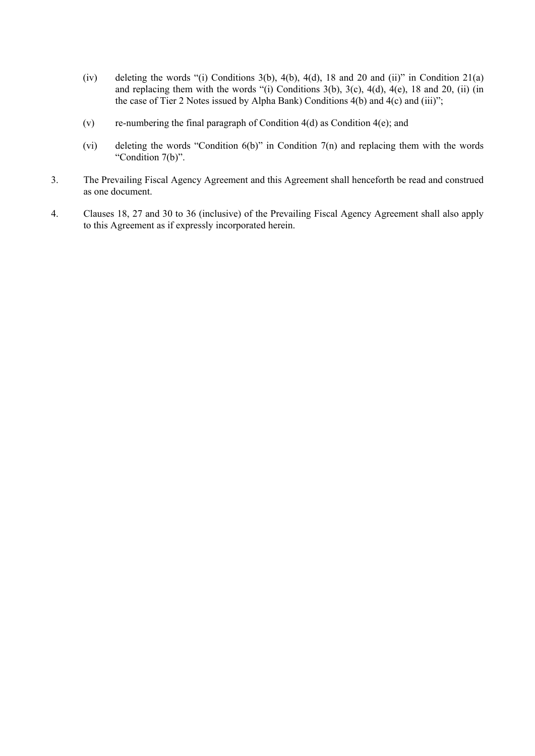(iv) deleting the words "(i) Conditions 3(b), 4(b), 4(d), 18 and 20 and (ii)" in Condition 21(a) and replacing them with the words "(i) Conditions 3(b), 3(c), 4(d), 4(e), 18 and 20, (ii) (in the case of Tier 2 Notes issued by Alpha Bank) Conditions 4(b) and 4(c) and (iii)";

(v) re-numbering the final paragraph of Condition 4(d) as Condition 4(e); and

(vi) deleting the words "Condition 6(b)" in Condition 7(n) and replacing them with the words "Condition 7(b)".

3. The Prevailing Fiscal Agency Agreement and this Agreement shall henceforth be read and construed as one document.

4. Clauses 18, 27 and 30 to 36 (inclusive) of the Prevailing Fiscal Agency Agreement shall also apply to this Agreement as if expressly incorporated herein.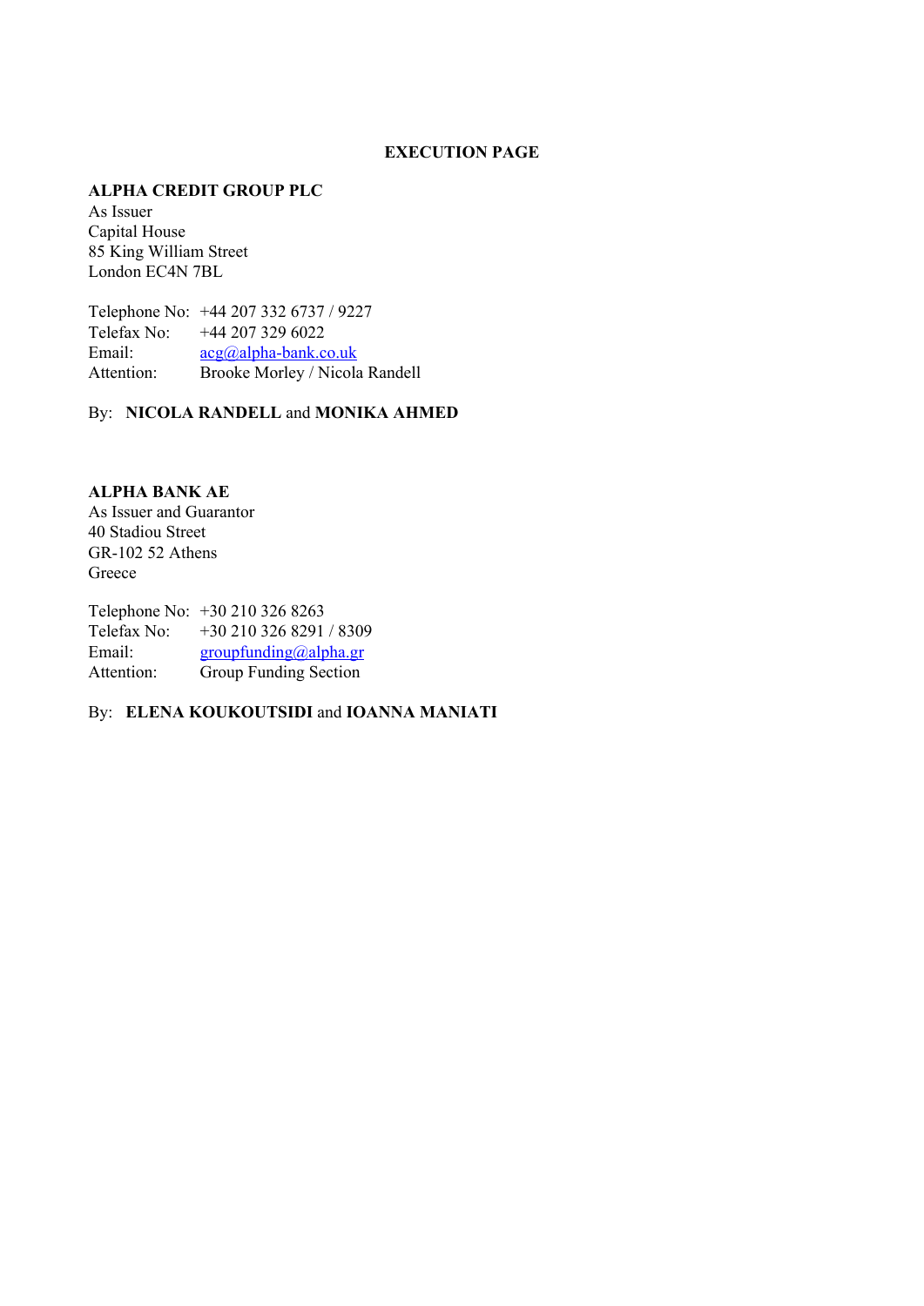**EXECUTION PAGE**

**ALPHA CREDIT GROUP PLC**
As Issuer
Capital House
85 King William Street
London EC4N 7BL

Telephone No: +44 207 332 6737 / 9227
Telefax No: +44 207 329 6022
Email: acg@alpha-bank.co.uk
Attention: Brooke Morley / Nicola Randell

By: **NICOLA RANDELL** and **MONIKA AHMED**

**ALPHA BANK AE**
As Issuer and Guarantor
40 Stadiou Street
GR-102 52 Athens
Greece

Telephone No: +30 210 326 8263
Telefax No: +30 210 326 8291 / 8309
Email: groupfunding@alpha.gr
Attention: Group Funding Section

By: **ELENA KOUKOUTSIDI** and **IOANNA MANIATI**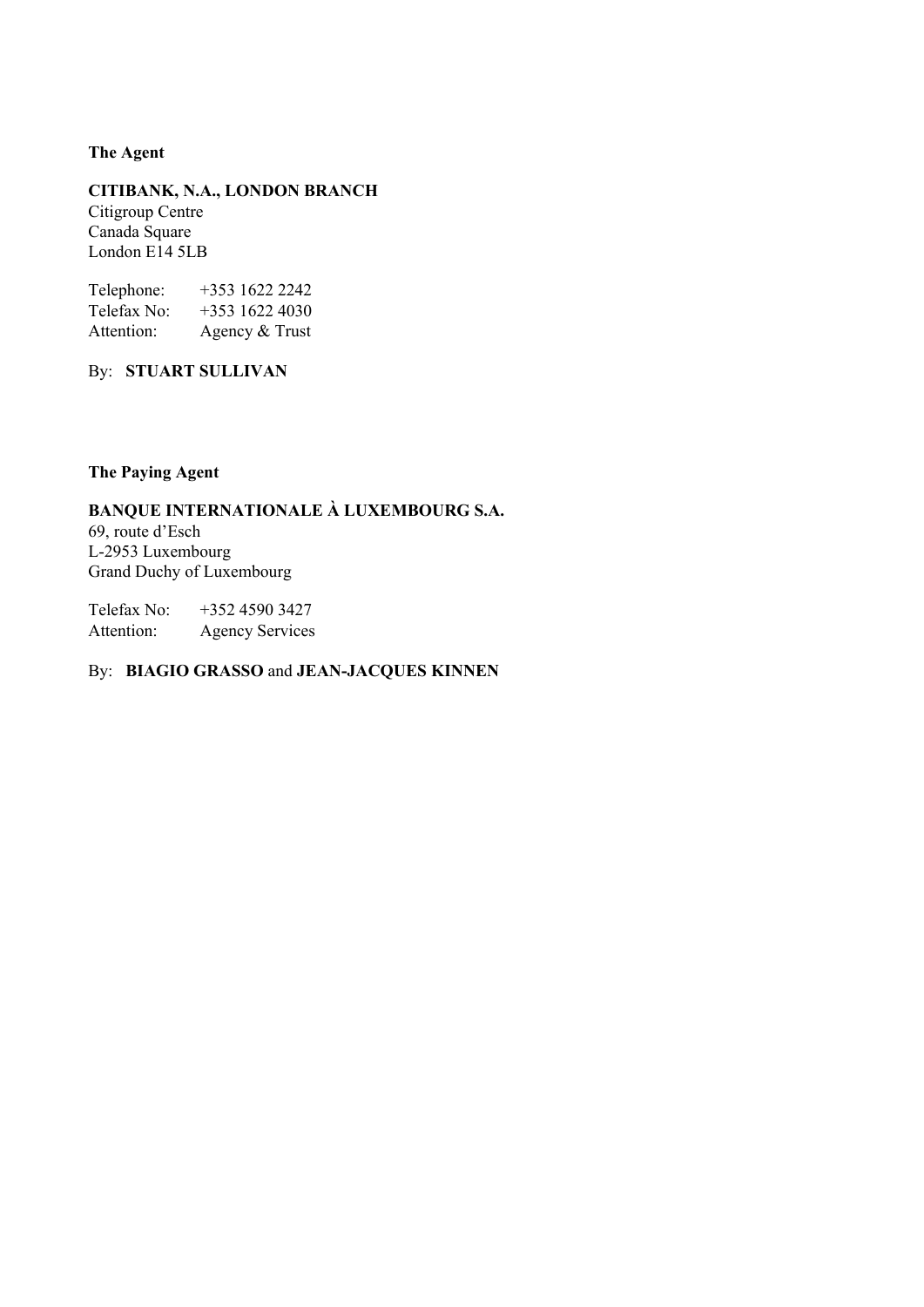**The Agent**

**CITIBANK, N.A., LONDON BRANCH**
Citigroup Centre
Canada Square
London E14 5LB

Telephone: +353 1622 2242
Telefax No: +353 1622 4030
Attention: Agency & Trust

By: **STUART SULLIVAN**

**The Paying Agent**

**BANQUE INTERNATIONALE À LUXEMBOURG S.A.**
69, route d'Esch
L-2953 Luxembourg
Grand Duchy of Luxembourg

Telefax No: +352 4590 3427
Attention: Agency Services

By: **BIAGIO GRASSO** and **JEAN-JACQUES KINNEN**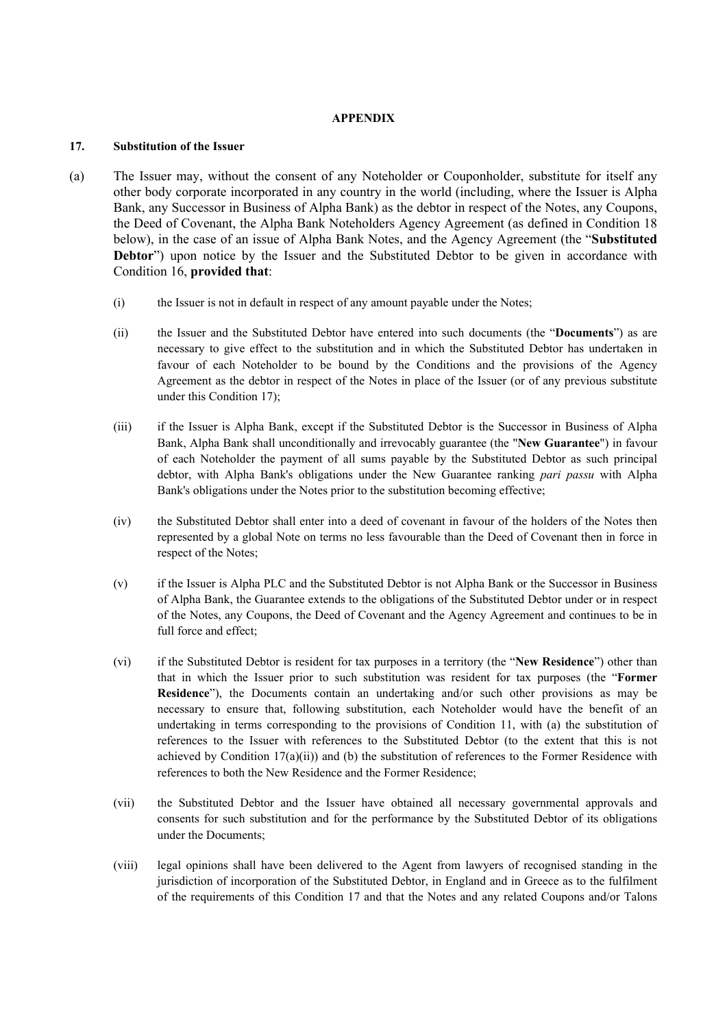**APPENDIX**

**17. Substitution of the Issuer**

(a) The Issuer may, without the consent of any Noteholder or Couponholder, substitute for itself any other body corporate incorporated in any country in the world (including, where the Issuer is Alpha Bank, any Successor in Business of Alpha Bank) as the debtor in respect of the Notes, any Coupons, the Deed of Covenant, the Alpha Bank Noteholders Agency Agreement (as defined in Condition 18 below), in the case of an issue of Alpha Bank Notes, and the Agency Agreement (the "**Substituted Debtor**") upon notice by the Issuer and the Substituted Debtor to be given in accordance with Condition 16, **provided that**:

(i) the Issuer is not in default in respect of any amount payable under the Notes;

(ii) the Issuer and the Substituted Debtor have entered into such documents (the "**Documents**") as are necessary to give effect to the substitution and in which the Substituted Debtor has undertaken in favour of each Noteholder to be bound by the Conditions and the provisions of the Agency Agreement as the debtor in respect of the Notes in place of the Issuer (or of any previous substitute under this Condition 17);

(iii) if the Issuer is Alpha Bank, except if the Substituted Debtor is the Successor in Business of Alpha Bank, Alpha Bank shall unconditionally and irrevocably guarantee (the "**New Guarantee**") in favour of each Noteholder the payment of all sums payable by the Substituted Debtor as such principal debtor, with Alpha Bank's obligations under the New Guarantee ranking *pari passu* with Alpha Bank's obligations under the Notes prior to the substitution becoming effective;

(iv) the Substituted Debtor shall enter into a deed of covenant in favour of the holders of the Notes then represented by a global Note on terms no less favourable than the Deed of Covenant then in force in respect of the Notes;

(v) if the Issuer is Alpha PLC and the Substituted Debtor is not Alpha Bank or the Successor in Business of Alpha Bank, the Guarantee extends to the obligations of the Substituted Debtor under or in respect of the Notes, any Coupons, the Deed of Covenant and the Agency Agreement and continues to be in full force and effect;

(vi) if the Substituted Debtor is resident for tax purposes in a territory (the "**New Residence**") other than that in which the Issuer prior to such substitution was resident for tax purposes (the "**Former Residence**"), the Documents contain an undertaking and/or such other provisions as may be necessary to ensure that, following substitution, each Noteholder would have the benefit of an undertaking in terms corresponding to the provisions of Condition 11, with (a) the substitution of references to the Issuer with references to the Substituted Debtor (to the extent that this is not achieved by Condition 17(a)(ii)) and (b) the substitution of references to the Former Residence with references to both the New Residence and the Former Residence;

(vii) the Substituted Debtor and the Issuer have obtained all necessary governmental approvals and consents for such substitution and for the performance by the Substituted Debtor of its obligations under the Documents;

(viii) legal opinions shall have been delivered to the Agent from lawyers of recognised standing in the jurisdiction of incorporation of the Substituted Debtor, in England and in Greece as to the fulfilment of the requirements of this Condition 17 and that the Notes and any related Coupons and/or Talons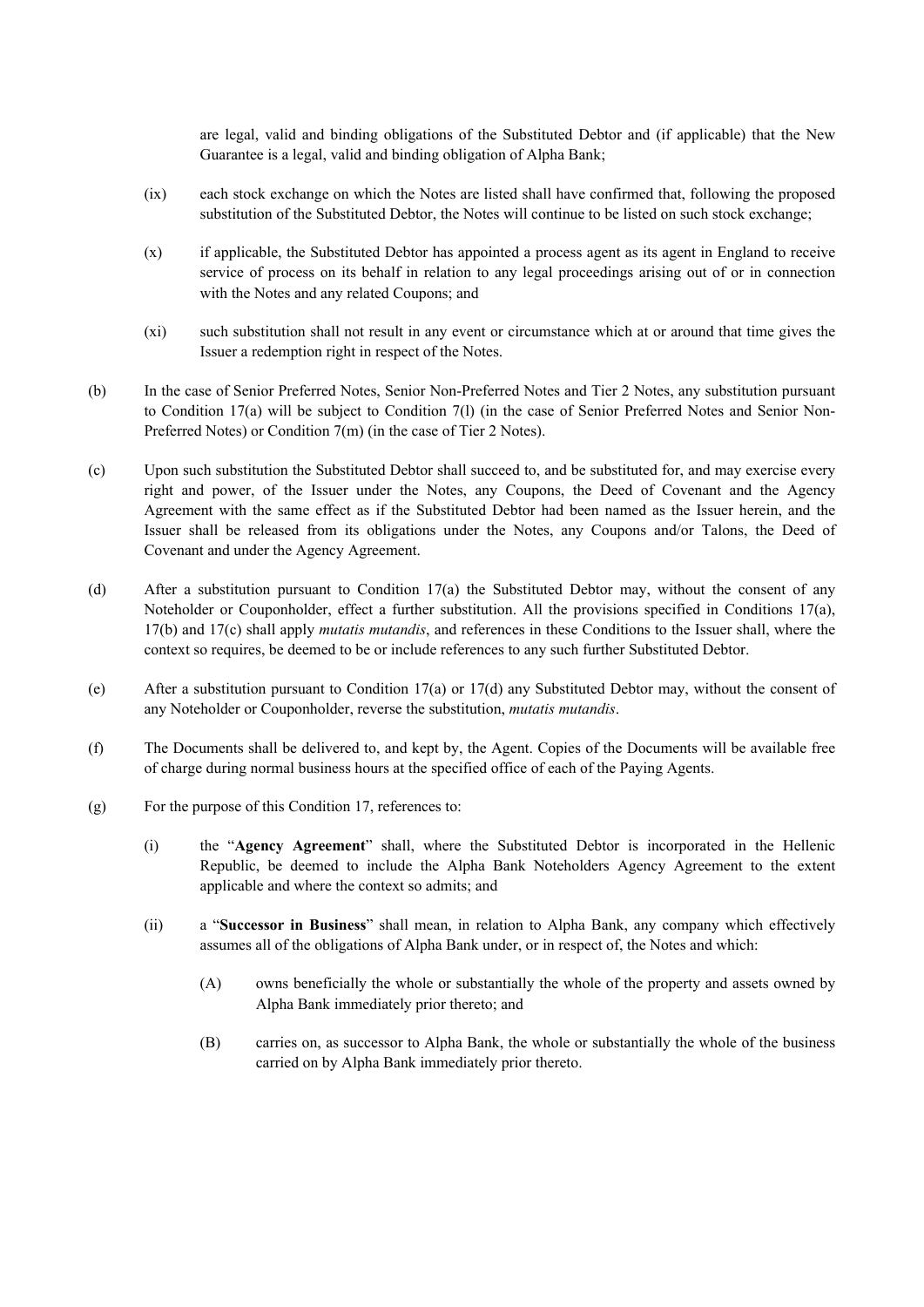are legal, valid and binding obligations of the Substituted Debtor and (if applicable) that the New Guarantee is a legal, valid and binding obligation of Alpha Bank;

(ix) each stock exchange on which the Notes are listed shall have confirmed that, following the proposed substitution of the Substituted Debtor, the Notes will continue to be listed on such stock exchange;

(x) if applicable, the Substituted Debtor has appointed a process agent as its agent in England to receive service of process on its behalf in relation to any legal proceedings arising out of or in connection with the Notes and any related Coupons; and

(xi) such substitution shall not result in any event or circumstance which at or around that time gives the Issuer a redemption right in respect of the Notes.

(b) In the case of Senior Preferred Notes, Senior Non-Preferred Notes and Tier 2 Notes, any substitution pursuant to Condition 17(a) will be subject to Condition 7(l) (in the case of Senior Preferred Notes and Senior Non-Preferred Notes) or Condition 7(m) (in the case of Tier 2 Notes).

(c) Upon such substitution the Substituted Debtor shall succeed to, and be substituted for, and may exercise every right and power, of the Issuer under the Notes, any Coupons, the Deed of Covenant and the Agency Agreement with the same effect as if the Substituted Debtor had been named as the Issuer herein, and the Issuer shall be released from its obligations under the Notes, any Coupons and/or Talons, the Deed of Covenant and under the Agency Agreement.

(d) After a substitution pursuant to Condition 17(a) the Substituted Debtor may, without the consent of any Noteholder or Couponholder, effect a further substitution. All the provisions specified in Conditions 17(a), 17(b) and 17(c) shall apply *mutatis mutandis*, and references in these Conditions to the Issuer shall, where the context so requires, be deemed to be or include references to any such further Substituted Debtor.

(e) After a substitution pursuant to Condition 17(a) or 17(d) any Substituted Debtor may, without the consent of any Noteholder or Couponholder, reverse the substitution, *mutatis mutandis*.

(f) The Documents shall be delivered to, and kept by, the Agent. Copies of the Documents will be available free of charge during normal business hours at the specified office of each of the Paying Agents.

(g) For the purpose of this Condition 17, references to:

(i) the "**Agency Agreement**" shall, where the Substituted Debtor is incorporated in the Hellenic Republic, be deemed to include the Alpha Bank Noteholders Agency Agreement to the extent applicable and where the context so admits; and

(ii) a "**Successor in Business**" shall mean, in relation to Alpha Bank, any company which effectively assumes all of the obligations of Alpha Bank under, or in respect of, the Notes and which:

(A) owns beneficially the whole or substantially the whole of the property and assets owned by Alpha Bank immediately prior thereto; and

(B) carries on, as successor to Alpha Bank, the whole or substantially the whole of the business carried on by Alpha Bank immediately prior thereto.